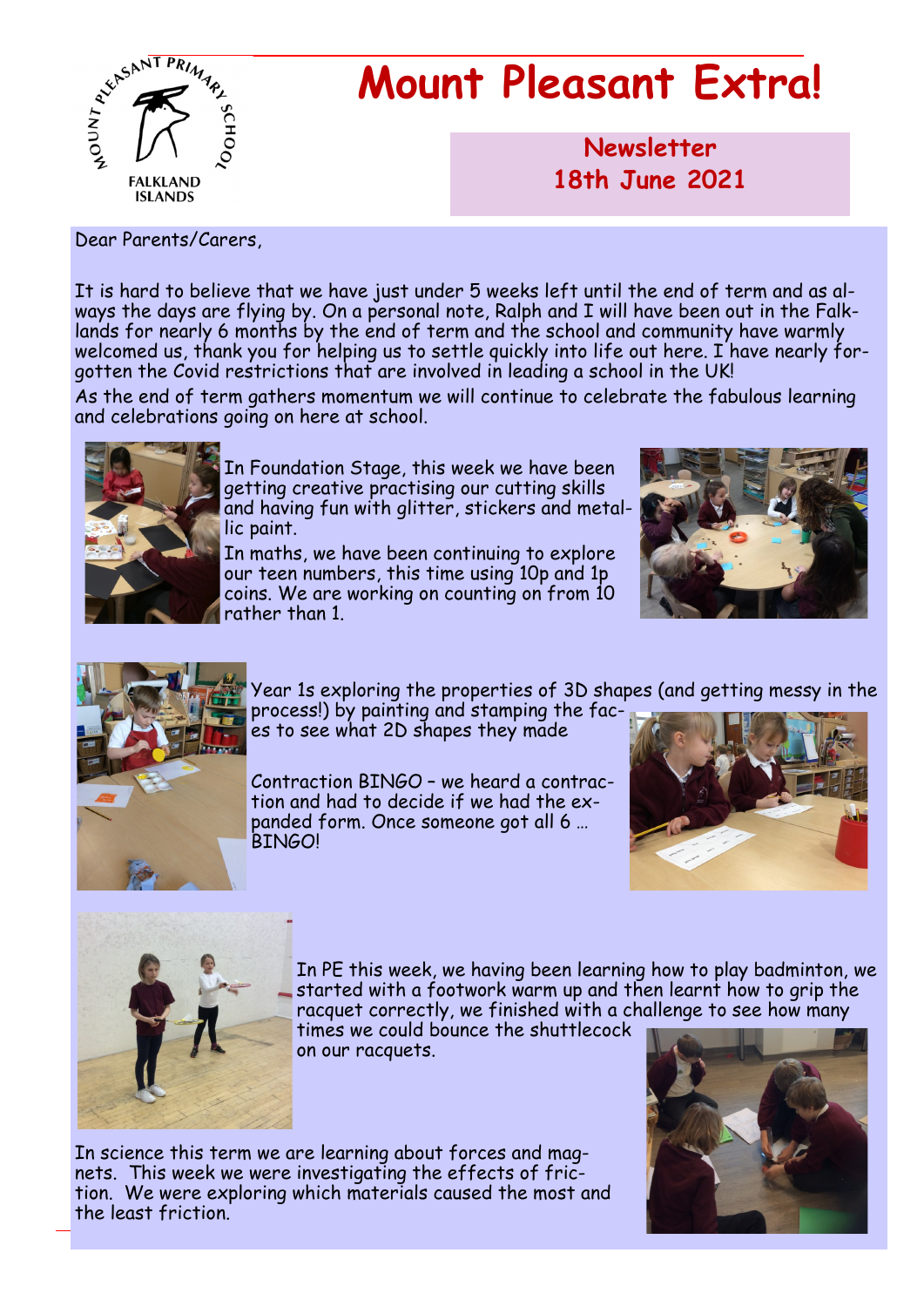MOUNT PLEASANT PRIMARY SCHOOL
FALKLAND ISLANDS

# Mount Pleasant Extra!

**Newsletter**
**18th June 2021**

Dear Parents/Carers,

It is hard to believe that we have just under 5 weeks left until the end of term and as always the days are flying by. On a personal note, Ralph and I will have been out in the Falklands for nearly 6 months by the end of term and the school and community have warmly welcomed us, thank you for helping us to settle quickly into life out here. I have nearly forgotten the Covid restrictions that are involved in leading a school in the UK!

As the end of term gathers momentum we will continue to celebrate the fabulous learning and celebrations going on here at school.

In Foundation Stage, this week we have been getting creative practising our cutting skills and having fun with glitter, stickers and metallic paint.

In maths, we have been continuing to explore our teen numbers, this time using 10p and 1p coins. We are working on counting on from 10 rather than 1.

Year 1s exploring the properties of 3D shapes (and getting messy in the process!) by painting and stamping the faces to see what 2D shapes they made

Contraction BINGO – we heard a contraction and had to decide if we had the expanded form. Once someone got all 6 … BINGO!

In PE this week, we having been learning how to play badminton, we started with a footwork warm up and then learnt how to grip the racquet correctly, we finished with a challenge to see how many times we could bounce the shuttlecock on our racquets.

In science this term we are learning about forces and magnets. This week we were investigating the effects of friction. We were exploring which materials caused the most and the least friction.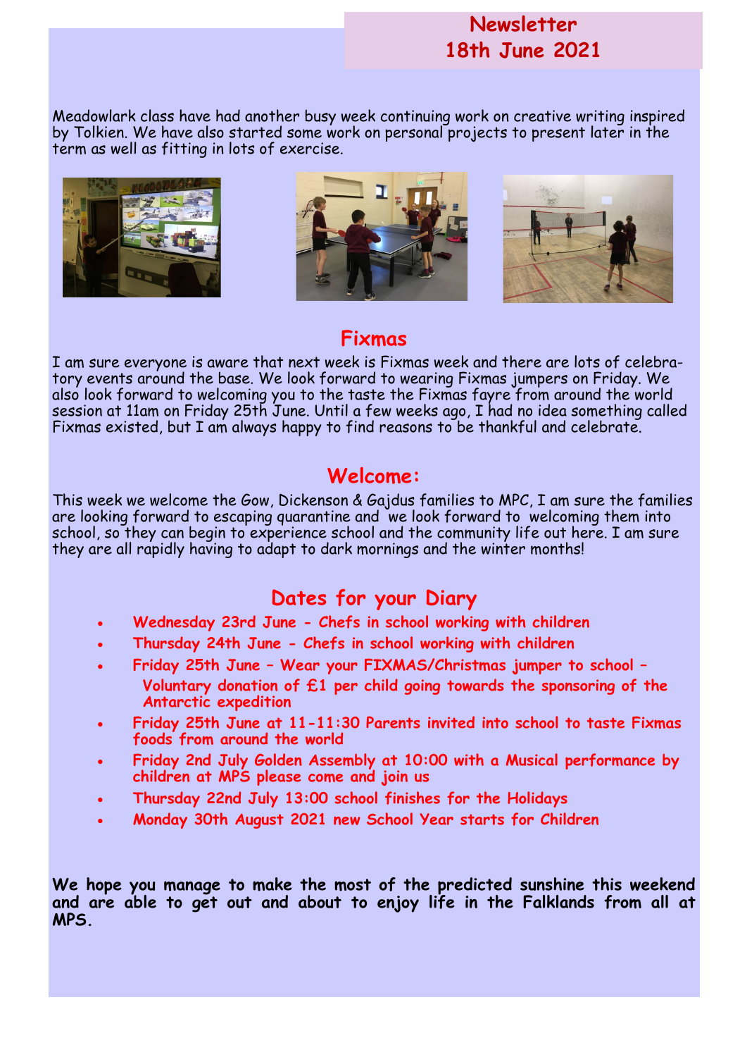# Newsletter
# 18th June 2021

Meadowlark class have had another busy week continuing work on creative writing inspired by Tolkien. We have also started some work on personal projects to present later in the term as well as fitting in lots of exercise.

## Fixmas

I am sure everyone is aware that next week is Fixmas week and there are lots of celebratory events around the base. We look forward to wearing Fixmas jumpers on Friday. We also look forward to welcoming you to the taste the Fixmas fayre from around the world session at 11am on Friday 25th June. Until a few weeks ago, I had no idea something called Fixmas existed, but I am always happy to find reasons to be thankful and celebrate.

## Welcome:

This week we welcome the Gow, Dickenson & Gajdus families to MPC, I am sure the families are looking forward to escaping quarantine and we look forward to welcoming them into school, so they can begin to experience school and the community life out here. I am sure they are all rapidly having to adapt to dark mornings and the winter months!

## Dates for your Diary

- **Wednesday 23rd June - Chefs in school working with children**
- **Thursday 24th June - Chefs in school working with children**
- **Friday 25th June – Wear your FIXMAS/Christmas jumper to school – Voluntary donation of £1 per child going towards the sponsoring of the Antarctic expedition**
- **Friday 25th June at 11-11:30 Parents invited into school to taste Fixmas foods from around the world**
- **Friday 2nd July Golden Assembly at 10:00 with a Musical performance by children at MPS please come and join us**
- **Thursday 22nd July 13:00 school finishes for the Holidays**
- **Monday 30th August 2021 new School Year starts for Children**

**We hope you manage to make the most of the predicted sunshine this weekend and are able to get out and about to enjoy life in the Falklands from all at MPS.**